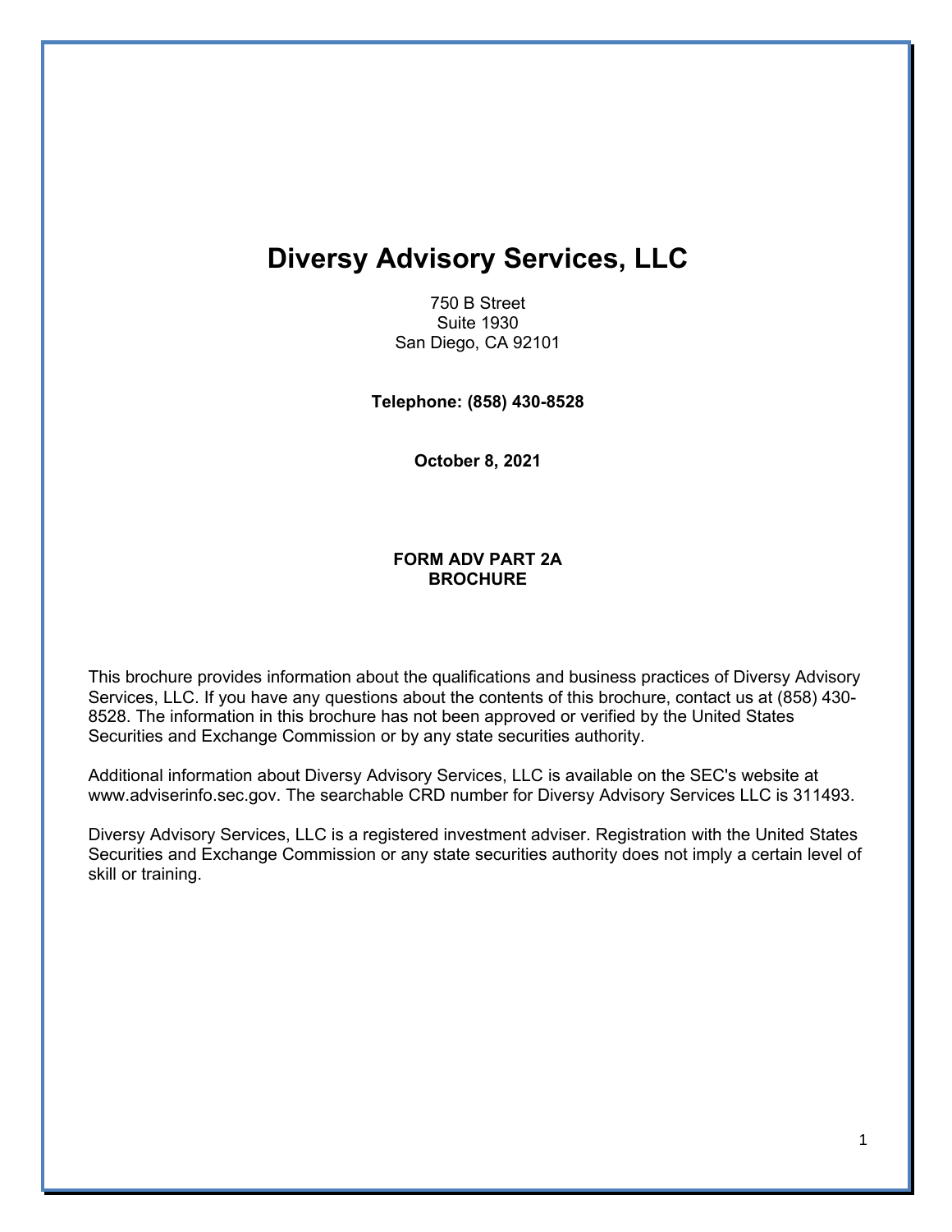# Diversy Advisory Services, LLC

750 B Street
Suite 1930
San Diego, CA 92101

**Telephone: (858) 430-8528**

**October 8, 2021**

**FORM ADV PART 2A**
**BROCHURE**

This brochure provides information about the qualifications and business practices of Diversy Advisory Services, LLC. If you have any questions about the contents of this brochure, contact us at (858) 430-8528. The information in this brochure has not been approved or verified by the United States Securities and Exchange Commission or by any state securities authority.

Additional information about Diversy Advisory Services, LLC is available on the SEC's website at www.adviserinfo.sec.gov. The searchable CRD number for Diversy Advisory Services LLC is 311493.

Diversy Advisory Services, LLC is a registered investment adviser. Registration with the United States Securities and Exchange Commission or any state securities authority does not imply a certain level of skill or training.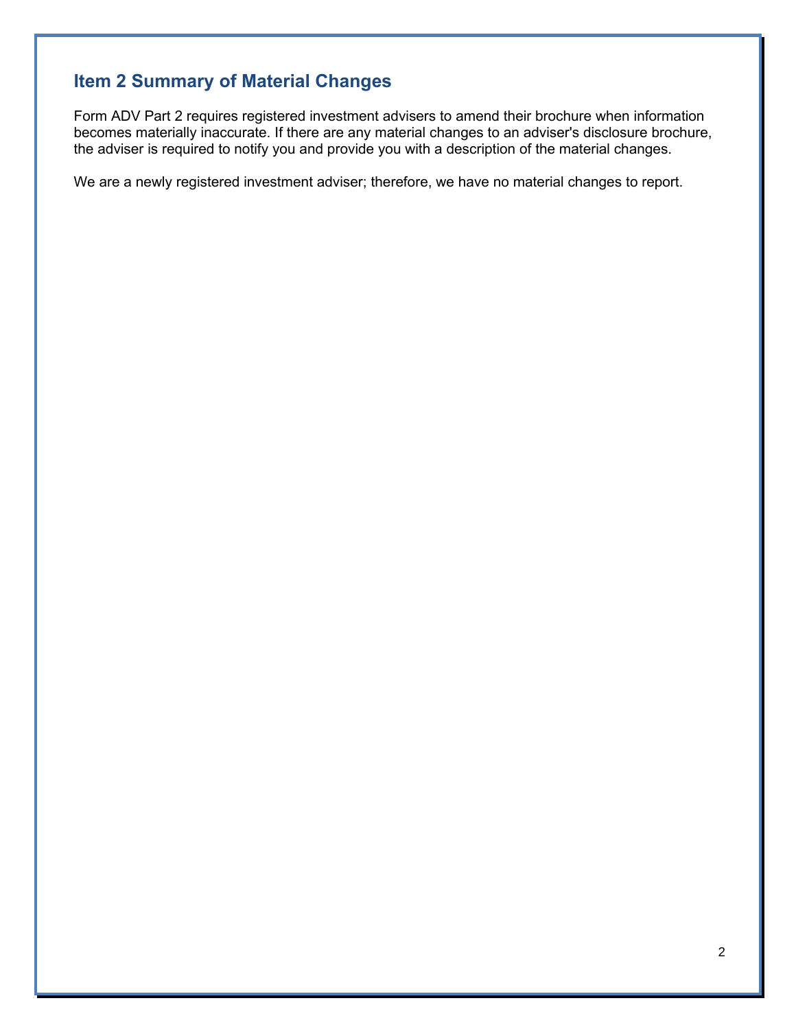## Item 2 Summary of Material Changes

Form ADV Part 2 requires registered investment advisers to amend their brochure when information becomes materially inaccurate. If there are any material changes to an adviser's disclosure brochure, the adviser is required to notify you and provide you with a description of the material changes.

We are a newly registered investment adviser; therefore, we have no material changes to report.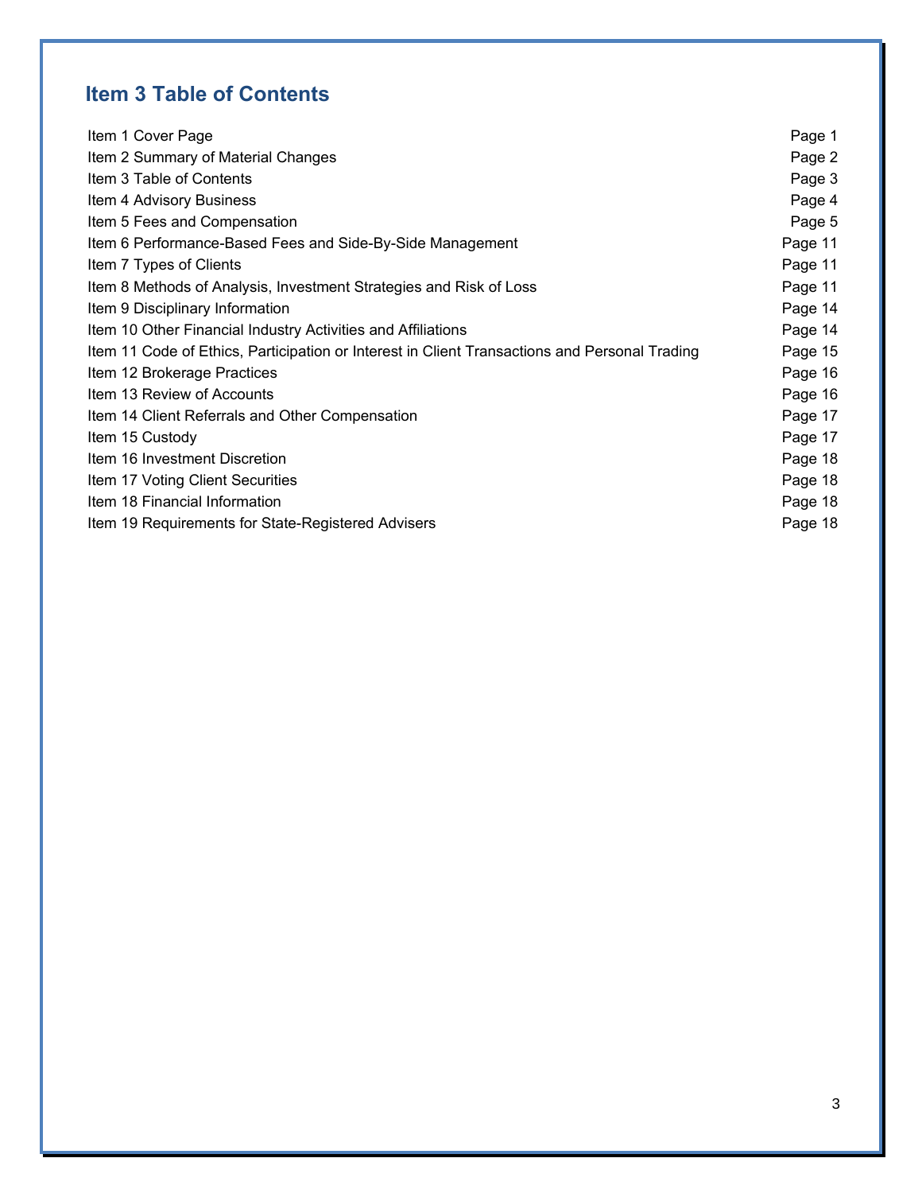## Item 3 Table of Contents

| | |
|---|---|
| Item 1 Cover Page | Page 1 |
| Item 2 Summary of Material Changes | Page 2 |
| Item 3 Table of Contents | Page 3 |
| Item 4 Advisory Business | Page 4 |
| Item 5 Fees and Compensation | Page 5 |
| Item 6 Performance-Based Fees and Side-By-Side Management | Page 11 |
| Item 7 Types of Clients | Page 11 |
| Item 8 Methods of Analysis, Investment Strategies and Risk of Loss | Page 11 |
| Item 9 Disciplinary Information | Page 14 |
| Item 10 Other Financial Industry Activities and Affiliations | Page 14 |
| Item 11 Code of Ethics, Participation or Interest in Client Transactions and Personal Trading | Page 15 |
| Item 12 Brokerage Practices | Page 16 |
| Item 13 Review of Accounts | Page 16 |
| Item 14 Client Referrals and Other Compensation | Page 17 |
| Item 15 Custody | Page 17 |
| Item 16 Investment Discretion | Page 18 |
| Item 17 Voting Client Securities | Page 18 |
| Item 18 Financial Information | Page 18 |
| Item 19 Requirements for State-Registered Advisers | Page 18 |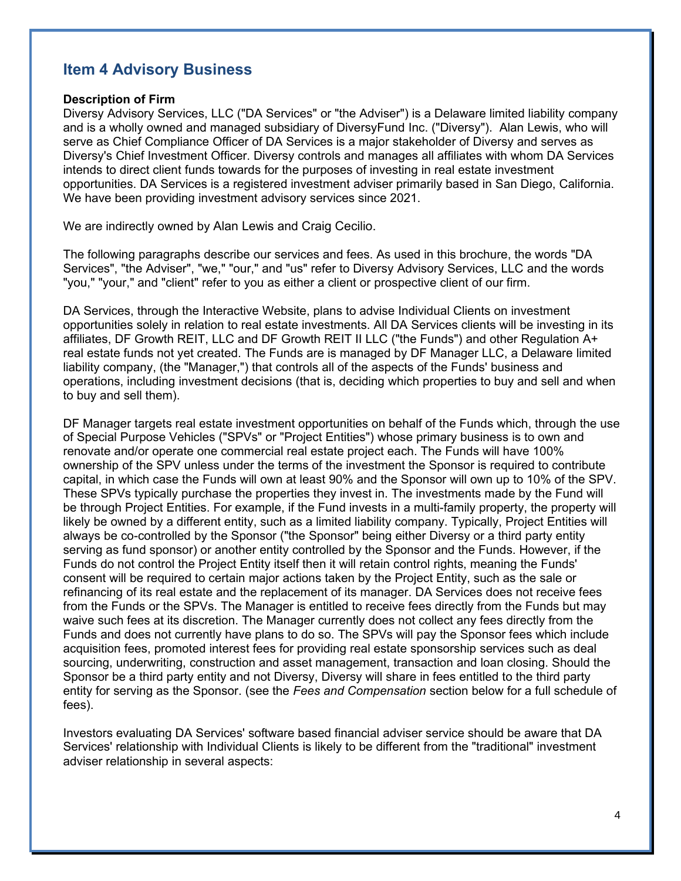## Item 4 Advisory Business

**Description of Firm**

Diversy Advisory Services, LLC ("DA Services" or "the Adviser") is a Delaware limited liability company and is a wholly owned and managed subsidiary of DiversyFund Inc. ("Diversy"). Alan Lewis, who will serve as Chief Compliance Officer of DA Services is a major stakeholder of Diversy and serves as Diversy's Chief Investment Officer. Diversy controls and manages all affiliates with whom DA Services intends to direct client funds towards for the purposes of investing in real estate investment opportunities. DA Services is a registered investment adviser primarily based in San Diego, California. We have been providing investment advisory services since 2021.

We are indirectly owned by Alan Lewis and Craig Cecilio.

The following paragraphs describe our services and fees. As used in this brochure, the words "DA Services", "the Adviser", "we," "our," and "us" refer to Diversy Advisory Services, LLC and the words "you," "your," and "client" refer to you as either a client or prospective client of our firm.

DA Services, through the Interactive Website, plans to advise Individual Clients on investment opportunities solely in relation to real estate investments. All DA Services clients will be investing in its affiliates, DF Growth REIT, LLC and DF Growth REIT II LLC ("the Funds") and other Regulation A+ real estate funds not yet created. The Funds are is managed by DF Manager LLC, a Delaware limited liability company, (the "Manager,") that controls all of the aspects of the Funds' business and operations, including investment decisions (that is, deciding which properties to buy and sell and when to buy and sell them).

DF Manager targets real estate investment opportunities on behalf of the Funds which, through the use of Special Purpose Vehicles ("SPVs" or "Project Entities") whose primary business is to own and renovate and/or operate one commercial real estate project each. The Funds will have 100% ownership of the SPV unless under the terms of the investment the Sponsor is required to contribute capital, in which case the Funds will own at least 90% and the Sponsor will own up to 10% of the SPV. These SPVs typically purchase the properties they invest in. The investments made by the Fund will be through Project Entities. For example, if the Fund invests in a multi-family property, the property will likely be owned by a different entity, such as a limited liability company. Typically, Project Entities will always be co-controlled by the Sponsor ("the Sponsor" being either Diversy or a third party entity serving as fund sponsor) or another entity controlled by the Sponsor and the Funds. However, if the Funds do not control the Project Entity itself then it will retain control rights, meaning the Funds' consent will be required to certain major actions taken by the Project Entity, such as the sale or refinancing of its real estate and the replacement of its manager. DA Services does not receive fees from the Funds or the SPVs. The Manager is entitled to receive fees directly from the Funds but may waive such fees at its discretion. The Manager currently does not collect any fees directly from the Funds and does not currently have plans to do so. The SPVs will pay the Sponsor fees which include acquisition fees, promoted interest fees for providing real estate sponsorship services such as deal sourcing, underwriting, construction and asset management, transaction and loan closing. Should the Sponsor be a third party entity and not Diversy, Diversy will share in fees entitled to the third party entity for serving as the Sponsor. (see the *Fees and Compensation* section below for a full schedule of fees).

Investors evaluating DA Services' software based financial adviser service should be aware that DA Services' relationship with Individual Clients is likely to be different from the "traditional" investment adviser relationship in several aspects: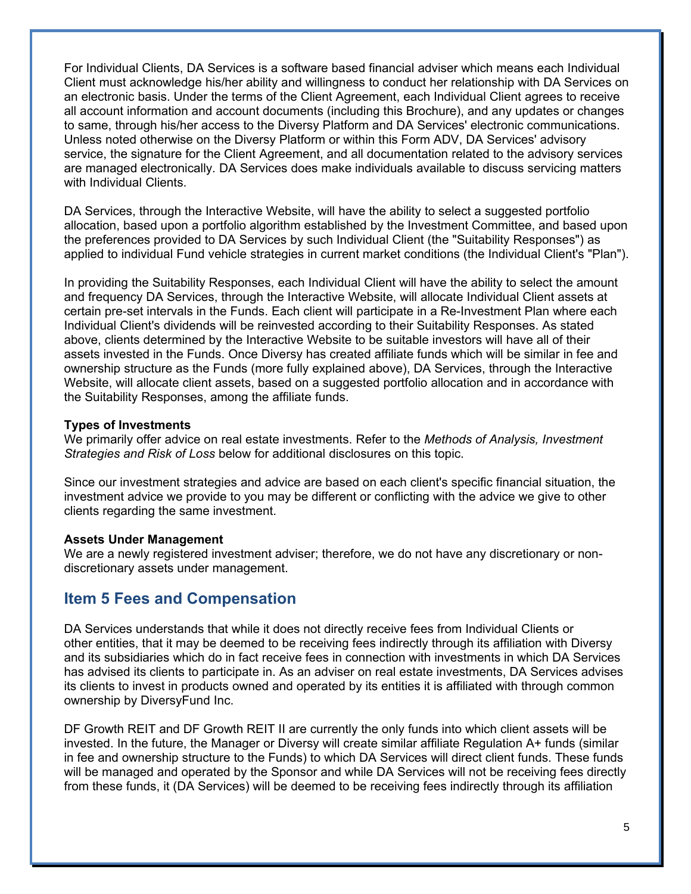For Individual Clients, DA Services is a software based financial adviser which means each Individual Client must acknowledge his/her ability and willingness to conduct her relationship with DA Services on an electronic basis. Under the terms of the Client Agreement, each Individual Client agrees to receive all account information and account documents (including this Brochure), and any updates or changes to same, through his/her access to the Diversy Platform and DA Services' electronic communications. Unless noted otherwise on the Diversy Platform or within this Form ADV, DA Services' advisory service, the signature for the Client Agreement, and all documentation related to the advisory services are managed electronically. DA Services does make individuals available to discuss servicing matters with Individual Clients.

DA Services, through the Interactive Website, will have the ability to select a suggested portfolio allocation, based upon a portfolio algorithm established by the Investment Committee, and based upon the preferences provided to DA Services by such Individual Client (the "Suitability Responses") as applied to individual Fund vehicle strategies in current market conditions (the Individual Client's "Plan").

In providing the Suitability Responses, each Individual Client will have the ability to select the amount and frequency DA Services, through the Interactive Website, will allocate Individual Client assets at certain pre-set intervals in the Funds. Each client will participate in a Re-Investment Plan where each Individual Client's dividends will be reinvested according to their Suitability Responses. As stated above, clients determined by the Interactive Website to be suitable investors will have all of their assets invested in the Funds. Once Diversy has created affiliate funds which will be similar in fee and ownership structure as the Funds (more fully explained above), DA Services, through the Interactive Website, will allocate client assets, based on a suggested portfolio allocation and in accordance with the Suitability Responses, among the affiliate funds.

**Types of Investments**
We primarily offer advice on real estate investments. Refer to the *Methods of Analysis, Investment Strategies and Risk of Loss* below for additional disclosures on this topic.

Since our investment strategies and advice are based on each client's specific financial situation, the investment advice we provide to you may be different or conflicting with the advice we give to other clients regarding the same investment.

**Assets Under Management**
We are a newly registered investment adviser; therefore, we do not have any discretionary or non-discretionary assets under management.

## Item 5 Fees and Compensation

DA Services understands that while it does not directly receive fees from Individual Clients or other entities, that it may be deemed to be receiving fees indirectly through its affiliation with Diversy and its subsidiaries which do in fact receive fees in connection with investments in which DA Services has advised its clients to participate in. As an adviser on real estate investments, DA Services advises its clients to invest in products owned and operated by its entities it is affiliated with through common ownership by DiversyFund Inc.

DF Growth REIT and DF Growth REIT II are currently the only funds into which client assets will be invested. In the future, the Manager or Diversy will create similar affiliate Regulation A+ funds (similar in fee and ownership structure to the Funds) to which DA Services will direct client funds. These funds will be managed and operated by the Sponsor and while DA Services will not be receiving fees directly from these funds, it (DA Services) will be deemed to be receiving fees indirectly through its affiliation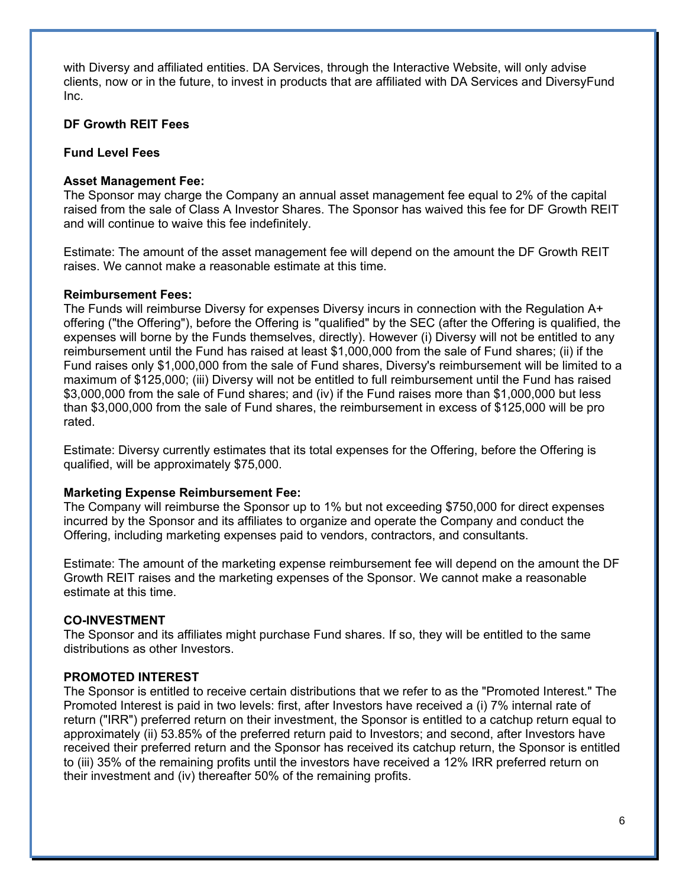with Diversy and affiliated entities. DA Services, through the Interactive Website, will only advise clients, now or in the future, to invest in products that are affiliated with DA Services and DiversyFund Inc.

**DF Growth REIT Fees**

**Fund Level Fees**

**Asset Management Fee:**
The Sponsor may charge the Company an annual asset management fee equal to 2% of the capital raised from the sale of Class A Investor Shares. The Sponsor has waived this fee for DF Growth REIT and will continue to waive this fee indefinitely.

Estimate: The amount of the asset management fee will depend on the amount the DF Growth REIT raises. We cannot make a reasonable estimate at this time.

**Reimbursement Fees:**
The Funds will reimburse Diversy for expenses Diversy incurs in connection with the Regulation A+ offering ("the Offering"), before the Offering is "qualified" by the SEC (after the Offering is qualified, the expenses will borne by the Funds themselves, directly). However (i) Diversy will not be entitled to any reimbursement until the Fund has raised at least $1,000,000 from the sale of Fund shares; (ii) if the Fund raises only $1,000,000 from the sale of Fund shares, Diversy's reimbursement will be limited to a maximum of $125,000; (iii) Diversy will not be entitled to full reimbursement until the Fund has raised $3,000,000 from the sale of Fund shares; and (iv) if the Fund raises more than $1,000,000 but less than $3,000,000 from the sale of Fund shares, the reimbursement in excess of $125,000 will be pro rated.

Estimate: Diversy currently estimates that its total expenses for the Offering, before the Offering is qualified, will be approximately $75,000.

**Marketing Expense Reimbursement Fee:**
The Company will reimburse the Sponsor up to 1% but not exceeding $750,000 for direct expenses incurred by the Sponsor and its affiliates to organize and operate the Company and conduct the Offering, including marketing expenses paid to vendors, contractors, and consultants.

Estimate: The amount of the marketing expense reimbursement fee will depend on the amount the DF Growth REIT raises and the marketing expenses of the Sponsor. We cannot make a reasonable estimate at this time.

**CO-INVESTMENT**
The Sponsor and its affiliates might purchase Fund shares. If so, they will be entitled to the same distributions as other Investors.

**PROMOTED INTEREST**
The Sponsor is entitled to receive certain distributions that we refer to as the "Promoted Interest." The Promoted Interest is paid in two levels: first, after Investors have received a (i) 7% internal rate of return ("IRR") preferred return on their investment, the Sponsor is entitled to a catchup return equal to approximately (ii) 53.85% of the preferred return paid to Investors; and second, after Investors have received their preferred return and the Sponsor has received its catchup return, the Sponsor is entitled to (iii) 35% of the remaining profits until the investors have received a 12% IRR preferred return on their investment and (iv) thereafter 50% of the remaining profits.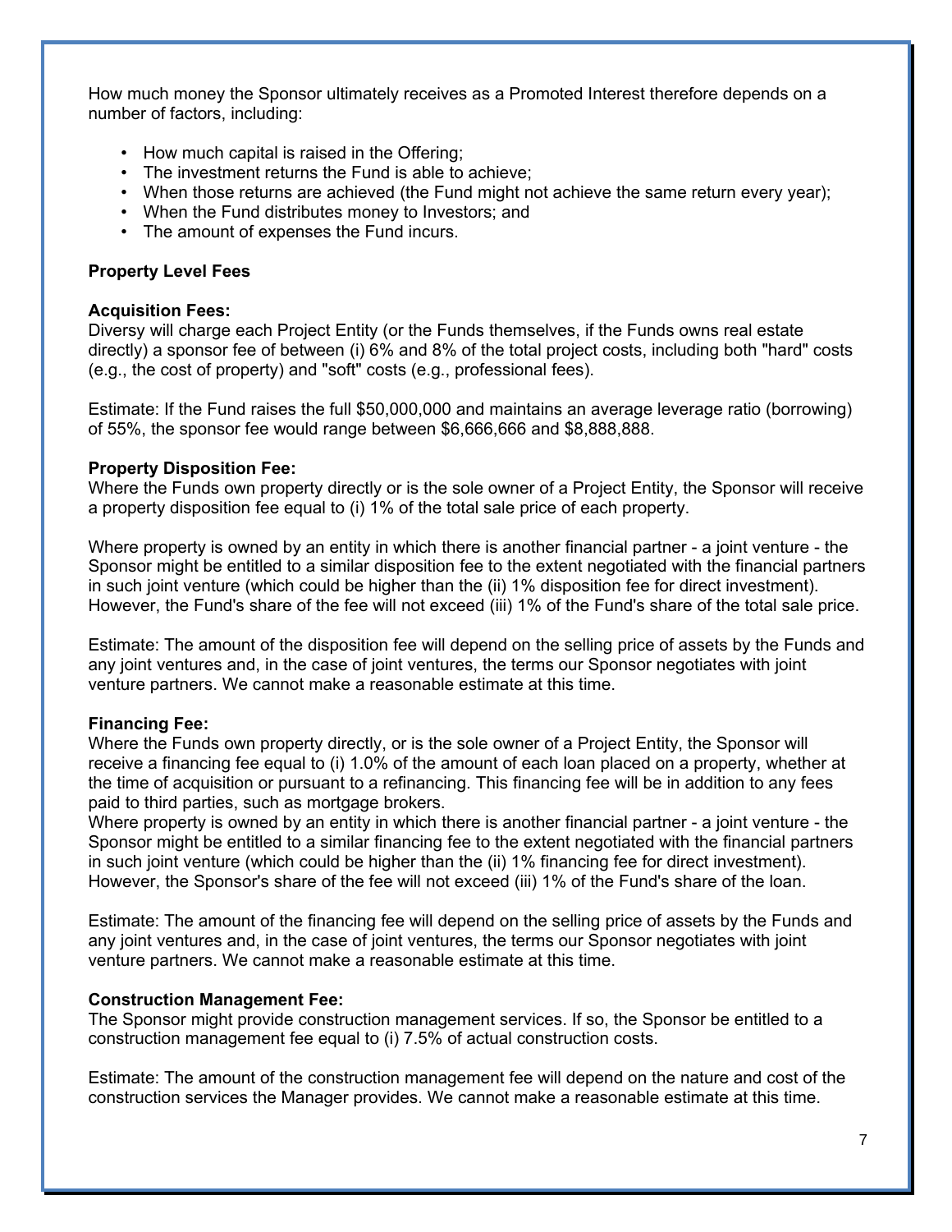How much money the Sponsor ultimately receives as a Promoted Interest therefore depends on a number of factors, including:

- How much capital is raised in the Offering;
- The investment returns the Fund is able to achieve;
- When those returns are achieved (the Fund might not achieve the same return every year);
- When the Fund distributes money to Investors; and
- The amount of expenses the Fund incurs.

**Property Level Fees**

**Acquisition Fees:**
Diversy will charge each Project Entity (or the Funds themselves, if the Funds owns real estate directly) a sponsor fee of between (i) 6% and 8% of the total project costs, including both "hard" costs (e.g., the cost of property) and "soft" costs (e.g., professional fees).

Estimate: If the Fund raises the full $50,000,000 and maintains an average leverage ratio (borrowing) of 55%, the sponsor fee would range between $6,666,666 and $8,888,888.

**Property Disposition Fee:**
Where the Funds own property directly or is the sole owner of a Project Entity, the Sponsor will receive a property disposition fee equal to (i) 1% of the total sale price of each property.

Where property is owned by an entity in which there is another financial partner - a joint venture - the Sponsor might be entitled to a similar disposition fee to the extent negotiated with the financial partners in such joint venture (which could be higher than the (ii) 1% disposition fee for direct investment). However, the Fund's share of the fee will not exceed (iii) 1% of the Fund's share of the total sale price.

Estimate: The amount of the disposition fee will depend on the selling price of assets by the Funds and any joint ventures and, in the case of joint ventures, the terms our Sponsor negotiates with joint venture partners. We cannot make a reasonable estimate at this time.

**Financing Fee:**
Where the Funds own property directly, or is the sole owner of a Project Entity, the Sponsor will receive a financing fee equal to (i) 1.0% of the amount of each loan placed on a property, whether at the time of acquisition or pursuant to a refinancing. This financing fee will be in addition to any fees paid to third parties, such as mortgage brokers.
Where property is owned by an entity in which there is another financial partner - a joint venture - the Sponsor might be entitled to a similar financing fee to the extent negotiated with the financial partners in such joint venture (which could be higher than the (ii) 1% financing fee for direct investment). However, the Sponsor's share of the fee will not exceed (iii) 1% of the Fund's share of the loan.

Estimate: The amount of the financing fee will depend on the selling price of assets by the Funds and any joint ventures and, in the case of joint ventures, the terms our Sponsor negotiates with joint venture partners. We cannot make a reasonable estimate at this time.

**Construction Management Fee:**
The Sponsor might provide construction management services. If so, the Sponsor be entitled to a construction management fee equal to (i) 7.5% of actual construction costs.

Estimate: The amount of the construction management fee will depend on the nature and cost of the construction services the Manager provides. We cannot make a reasonable estimate at this time.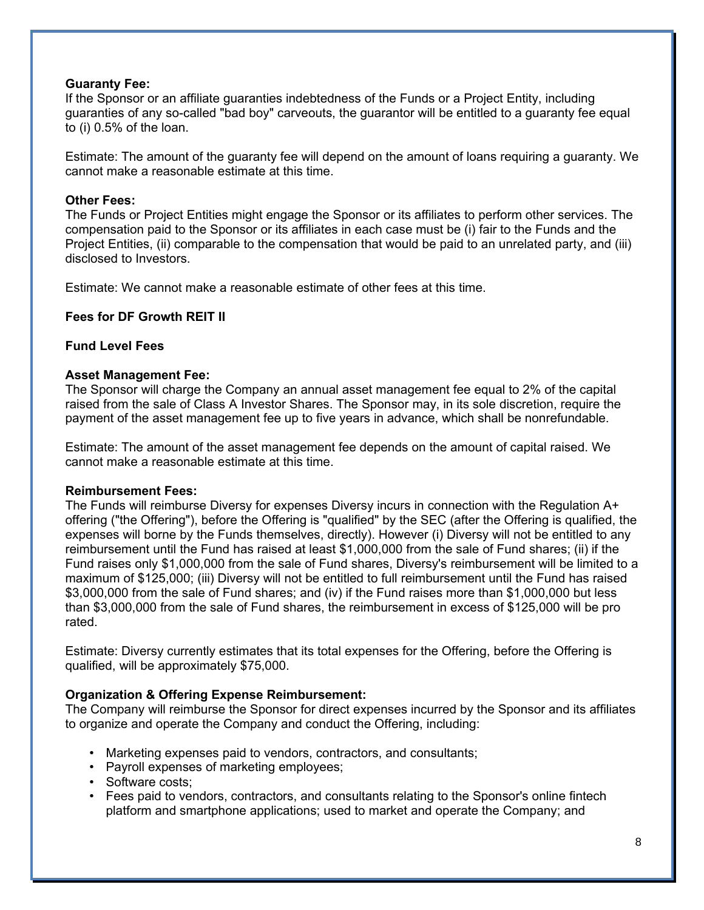**Guaranty Fee:**
If the Sponsor or an affiliate guaranties indebtedness of the Funds or a Project Entity, including guaranties of any so-called "bad boy" carveouts, the guarantor will be entitled to a guaranty fee equal to (i) 0.5% of the loan.

Estimate: The amount of the guaranty fee will depend on the amount of loans requiring a guaranty. We cannot make a reasonable estimate at this time.

**Other Fees:**
The Funds or Project Entities might engage the Sponsor or its affiliates to perform other services. The compensation paid to the Sponsor or its affiliates in each case must be (i) fair to the Funds and the Project Entities, (ii) comparable to the compensation that would be paid to an unrelated party, and (iii) disclosed to Investors.

Estimate: We cannot make a reasonable estimate of other fees at this time.

**Fees for DF Growth REIT II**

**Fund Level Fees**

**Asset Management Fee:**
The Sponsor will charge the Company an annual asset management fee equal to 2% of the capital raised from the sale of Class A Investor Shares. The Sponsor may, in its sole discretion, require the payment of the asset management fee up to five years in advance, which shall be nonrefundable.

Estimate: The amount of the asset management fee depends on the amount of capital raised. We cannot make a reasonable estimate at this time.

**Reimbursement Fees:**
The Funds will reimburse Diversy for expenses Diversy incurs in connection with the Regulation A+ offering ("the Offering"), before the Offering is "qualified" by the SEC (after the Offering is qualified, the expenses will borne by the Funds themselves, directly). However (i) Diversy will not be entitled to any reimbursement until the Fund has raised at least $1,000,000 from the sale of Fund shares; (ii) if the Fund raises only $1,000,000 from the sale of Fund shares, Diversy's reimbursement will be limited to a maximum of $125,000; (iii) Diversy will not be entitled to full reimbursement until the Fund has raised $3,000,000 from the sale of Fund shares; and (iv) if the Fund raises more than $1,000,000 but less than $3,000,000 from the sale of Fund shares, the reimbursement in excess of $125,000 will be pro rated.

Estimate: Diversy currently estimates that its total expenses for the Offering, before the Offering is qualified, will be approximately $75,000.

**Organization & Offering Expense Reimbursement:**
The Company will reimburse the Sponsor for direct expenses incurred by the Sponsor and its affiliates to organize and operate the Company and conduct the Offering, including:

- Marketing expenses paid to vendors, contractors, and consultants;
- Payroll expenses of marketing employees;
- Software costs;
- Fees paid to vendors, contractors, and consultants relating to the Sponsor's online fintech platform and smartphone applications; used to market and operate the Company; and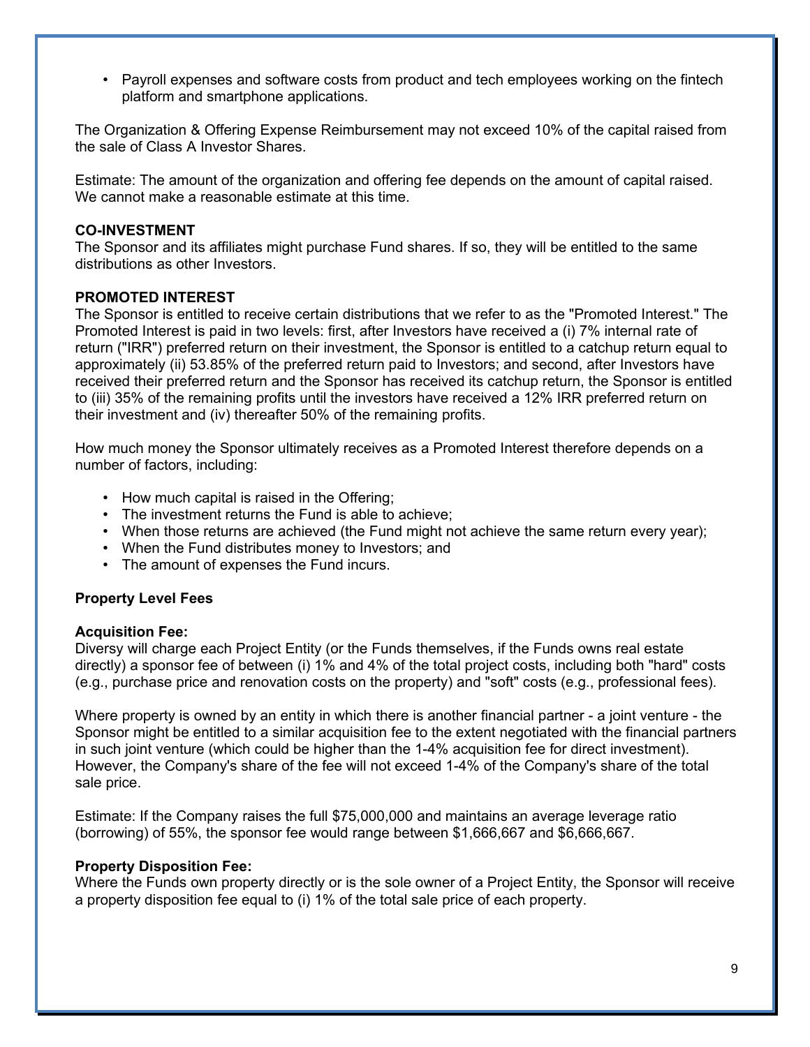- Payroll expenses and software costs from product and tech employees working on the fintech platform and smartphone applications.

The Organization & Offering Expense Reimbursement may not exceed 10% of the capital raised from the sale of Class A Investor Shares.

Estimate: The amount of the organization and offering fee depends on the amount of capital raised. We cannot make a reasonable estimate at this time.

**CO-INVESTMENT**
The Sponsor and its affiliates might purchase Fund shares. If so, they will be entitled to the same distributions as other Investors.

**PROMOTED INTEREST**
The Sponsor is entitled to receive certain distributions that we refer to as the "Promoted Interest." The Promoted Interest is paid in two levels: first, after Investors have received a (i) 7% internal rate of return ("IRR") preferred return on their investment, the Sponsor is entitled to a catchup return equal to approximately (ii) 53.85% of the preferred return paid to Investors; and second, after Investors have received their preferred return and the Sponsor has received its catchup return, the Sponsor is entitled to (iii) 35% of the remaining profits until the investors have received a 12% IRR preferred return on their investment and (iv) thereafter 50% of the remaining profits.

How much money the Sponsor ultimately receives as a Promoted Interest therefore depends on a number of factors, including:

- How much capital is raised in the Offering;
- The investment returns the Fund is able to achieve;
- When those returns are achieved (the Fund might not achieve the same return every year);
- When the Fund distributes money to Investors; and
- The amount of expenses the Fund incurs.

**Property Level Fees**

**Acquisition Fee:**
Diversy will charge each Project Entity (or the Funds themselves, if the Funds owns real estate directly) a sponsor fee of between (i) 1% and 4% of the total project costs, including both "hard" costs (e.g., purchase price and renovation costs on the property) and "soft" costs (e.g., professional fees).

Where property is owned by an entity in which there is another financial partner - a joint venture - the Sponsor might be entitled to a similar acquisition fee to the extent negotiated with the financial partners in such joint venture (which could be higher than the 1-4% acquisition fee for direct investment). However, the Company's share of the fee will not exceed 1-4% of the Company's share of the total sale price.

Estimate: If the Company raises the full $75,000,000 and maintains an average leverage ratio (borrowing) of 55%, the sponsor fee would range between $1,666,667 and $6,666,667.

**Property Disposition Fee:**
Where the Funds own property directly or is the sole owner of a Project Entity, the Sponsor will receive a property disposition fee equal to (i) 1% of the total sale price of each property.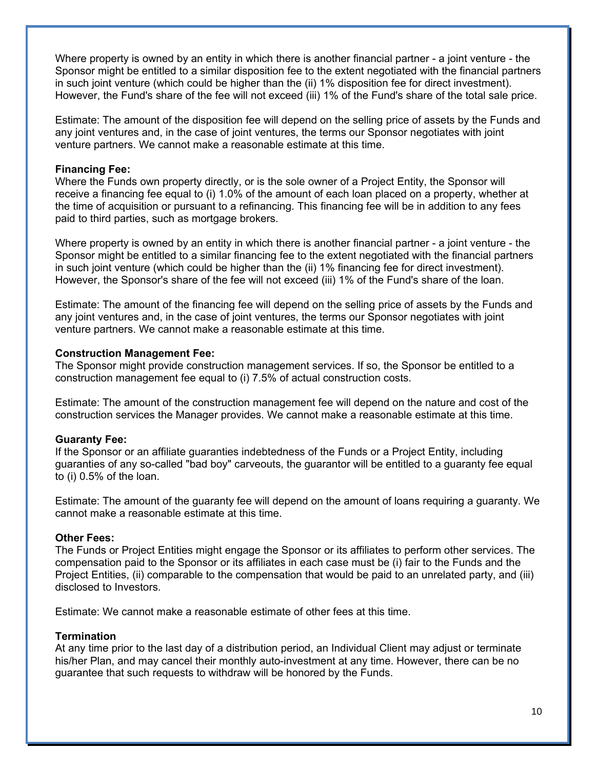Where property is owned by an entity in which there is another financial partner - a joint venture - the Sponsor might be entitled to a similar disposition fee to the extent negotiated with the financial partners in such joint venture (which could be higher than the (ii) 1% disposition fee for direct investment). However, the Fund's share of the fee will not exceed (iii) 1% of the Fund's share of the total sale price.

Estimate: The amount of the disposition fee will depend on the selling price of assets by the Funds and any joint ventures and, in the case of joint ventures, the terms our Sponsor negotiates with joint venture partners. We cannot make a reasonable estimate at this time.

**Financing Fee:**
Where the Funds own property directly, or is the sole owner of a Project Entity, the Sponsor will receive a financing fee equal to (i) 1.0% of the amount of each loan placed on a property, whether at the time of acquisition or pursuant to a refinancing. This financing fee will be in addition to any fees paid to third parties, such as mortgage brokers.

Where property is owned by an entity in which there is another financial partner - a joint venture - the Sponsor might be entitled to a similar financing fee to the extent negotiated with the financial partners in such joint venture (which could be higher than the (ii) 1% financing fee for direct investment). However, the Sponsor's share of the fee will not exceed (iii) 1% of the Fund's share of the loan.

Estimate: The amount of the financing fee will depend on the selling price of assets by the Funds and any joint ventures and, in the case of joint ventures, the terms our Sponsor negotiates with joint venture partners. We cannot make a reasonable estimate at this time.

**Construction Management Fee:**
The Sponsor might provide construction management services. If so, the Sponsor be entitled to a construction management fee equal to (i) 7.5% of actual construction costs.

Estimate: The amount of the construction management fee will depend on the nature and cost of the construction services the Manager provides. We cannot make a reasonable estimate at this time.

**Guaranty Fee:**
If the Sponsor or an affiliate guaranties indebtedness of the Funds or a Project Entity, including guaranties of any so-called "bad boy" carveouts, the guarantor will be entitled to a guaranty fee equal to (i) 0.5% of the loan.

Estimate: The amount of the guaranty fee will depend on the amount of loans requiring a guaranty. We cannot make a reasonable estimate at this time.

**Other Fees:**
The Funds or Project Entities might engage the Sponsor or its affiliates to perform other services. The compensation paid to the Sponsor or its affiliates in each case must be (i) fair to the Funds and the Project Entities, (ii) comparable to the compensation that would be paid to an unrelated party, and (iii) disclosed to Investors.

Estimate: We cannot make a reasonable estimate of other fees at this time.

**Termination**
At any time prior to the last day of a distribution period, an Individual Client may adjust or terminate his/her Plan, and may cancel their monthly auto-investment at any time. However, there can be no guarantee that such requests to withdraw will be honored by the Funds.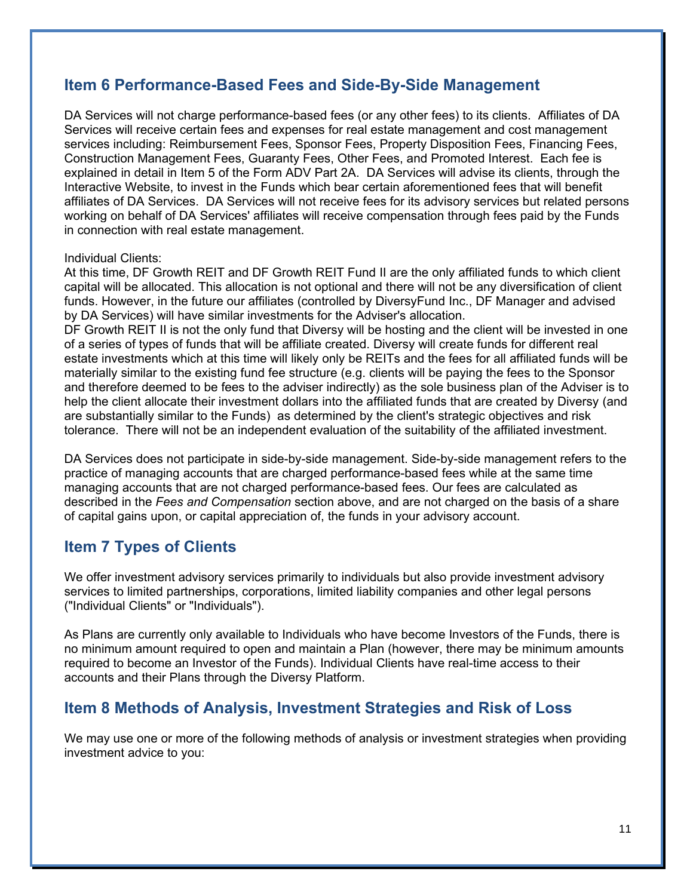## Item 6 Performance-Based Fees and Side-By-Side Management

DA Services will not charge performance-based fees (or any other fees) to its clients. Affiliates of DA Services will receive certain fees and expenses for real estate management and cost management services including: Reimbursement Fees, Sponsor Fees, Property Disposition Fees, Financing Fees, Construction Management Fees, Guaranty Fees, Other Fees, and Promoted Interest. Each fee is explained in detail in Item 5 of the Form ADV Part 2A. DA Services will advise its clients, through the Interactive Website, to invest in the Funds which bear certain aforementioned fees that will benefit affiliates of DA Services. DA Services will not receive fees for its advisory services but related persons working on behalf of DA Services' affiliates will receive compensation through fees paid by the Funds in connection with real estate management.

Individual Clients:
At this time, DF Growth REIT and DF Growth REIT Fund II are the only affiliated funds to which client capital will be allocated. This allocation is not optional and there will not be any diversification of client funds. However, in the future our affiliates (controlled by DiversyFund Inc., DF Manager and advised by DA Services) will have similar investments for the Adviser's allocation.
DF Growth REIT II is not the only fund that Diversy will be hosting and the client will be invested in one of a series of types of funds that will be affiliate created. Diversy will create funds for different real estate investments which at this time will likely only be REITs and the fees for all affiliated funds will be materially similar to the existing fund fee structure (e.g. clients will be paying the fees to the Sponsor and therefore deemed to be fees to the adviser indirectly) as the sole business plan of the Adviser is to help the client allocate their investment dollars into the affiliated funds that are created by Diversy (and are substantially similar to the Funds) as determined by the client's strategic objectives and risk tolerance. There will not be an independent evaluation of the suitability of the affiliated investment.

DA Services does not participate in side-by-side management. Side-by-side management refers to the practice of managing accounts that are charged performance-based fees while at the same time managing accounts that are not charged performance-based fees. Our fees are calculated as described in the *Fees and Compensation* section above, and are not charged on the basis of a share of capital gains upon, or capital appreciation of, the funds in your advisory account.

## Item 7 Types of Clients

We offer investment advisory services primarily to individuals but also provide investment advisory services to limited partnerships, corporations, limited liability companies and other legal persons ("Individual Clients" or "Individuals").

As Plans are currently only available to Individuals who have become Investors of the Funds, there is no minimum amount required to open and maintain a Plan (however, there may be minimum amounts required to become an Investor of the Funds). Individual Clients have real-time access to their accounts and their Plans through the Diversy Platform.

## Item 8 Methods of Analysis, Investment Strategies and Risk of Loss

We may use one or more of the following methods of analysis or investment strategies when providing investment advice to you: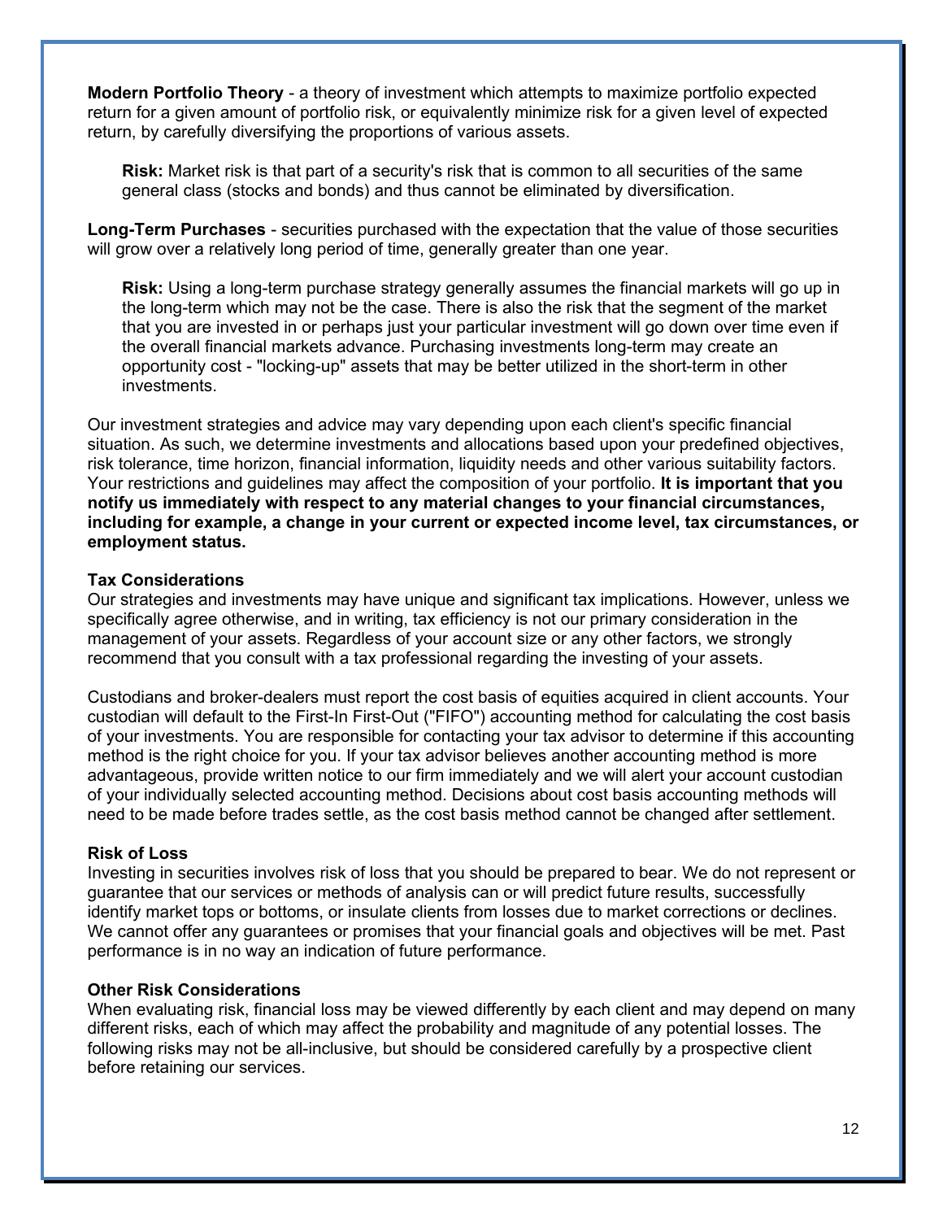**Modern Portfolio Theory** - a theory of investment which attempts to maximize portfolio expected return for a given amount of portfolio risk, or equivalently minimize risk for a given level of expected return, by carefully diversifying the proportions of various assets.

> **Risk:** Market risk is that part of a security's risk that is common to all securities of the same general class (stocks and bonds) and thus cannot be eliminated by diversification.

**Long-Term Purchases** - securities purchased with the expectation that the value of those securities will grow over a relatively long period of time, generally greater than one year.

> **Risk:** Using a long-term purchase strategy generally assumes the financial markets will go up in the long-term which may not be the case. There is also the risk that the segment of the market that you are invested in or perhaps just your particular investment will go down over time even if the overall financial markets advance. Purchasing investments long-term may create an opportunity cost - "locking-up" assets that may be better utilized in the short-term in other investments.

Our investment strategies and advice may vary depending upon each client's specific financial situation. As such, we determine investments and allocations based upon your predefined objectives, risk tolerance, time horizon, financial information, liquidity needs and other various suitability factors. Your restrictions and guidelines may affect the composition of your portfolio. **It is important that you notify us immediately with respect to any material changes to your financial circumstances, including for example, a change in your current or expected income level, tax circumstances, or employment status.**

**Tax Considerations**

Our strategies and investments may have unique and significant tax implications. However, unless we specifically agree otherwise, and in writing, tax efficiency is not our primary consideration in the management of your assets. Regardless of your account size or any other factors, we strongly recommend that you consult with a tax professional regarding the investing of your assets.

Custodians and broker-dealers must report the cost basis of equities acquired in client accounts. Your custodian will default to the First-In First-Out ("FIFO") accounting method for calculating the cost basis of your investments. You are responsible for contacting your tax advisor to determine if this accounting method is the right choice for you. If your tax advisor believes another accounting method is more advantageous, provide written notice to our firm immediately and we will alert your account custodian of your individually selected accounting method. Decisions about cost basis accounting methods will need to be made before trades settle, as the cost basis method cannot be changed after settlement.

**Risk of Loss**

Investing in securities involves risk of loss that you should be prepared to bear. We do not represent or guarantee that our services or methods of analysis can or will predict future results, successfully identify market tops or bottoms, or insulate clients from losses due to market corrections or declines. We cannot offer any guarantees or promises that your financial goals and objectives will be met. Past performance is in no way an indication of future performance.

**Other Risk Considerations**

When evaluating risk, financial loss may be viewed differently by each client and may depend on many different risks, each of which may affect the probability and magnitude of any potential losses. The following risks may not be all-inclusive, but should be considered carefully by a prospective client before retaining our services.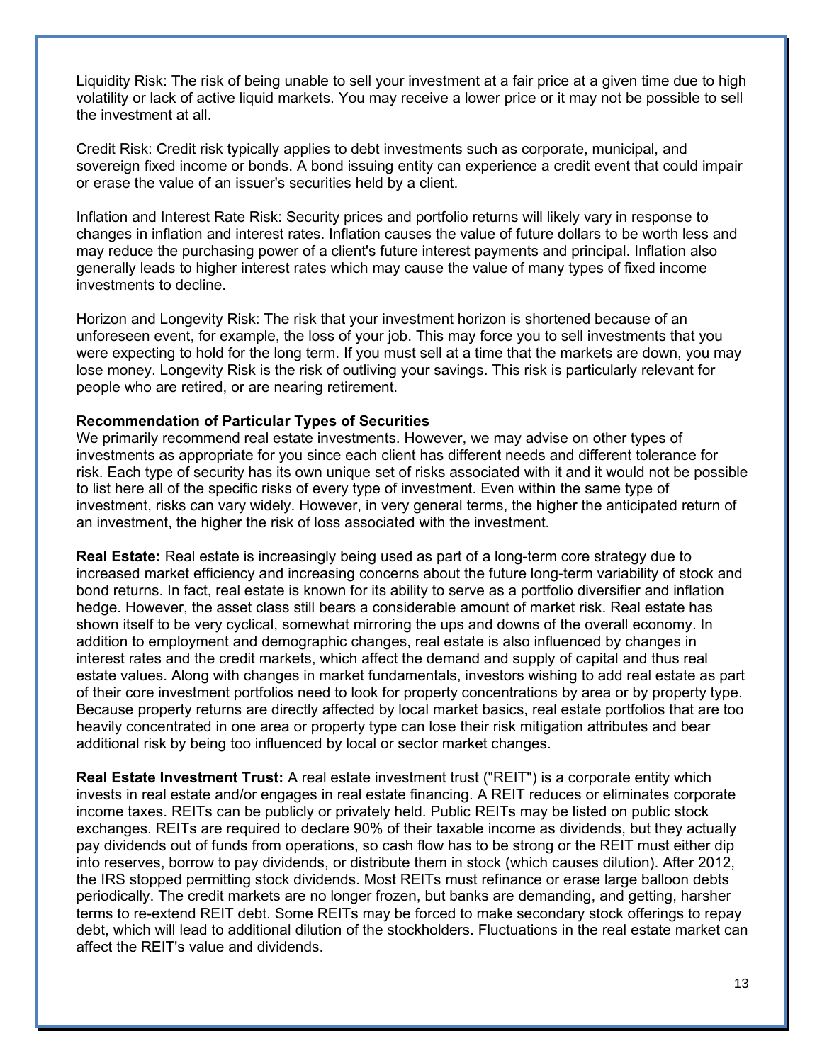Liquidity Risk: The risk of being unable to sell your investment at a fair price at a given time due to high volatility or lack of active liquid markets. You may receive a lower price or it may not be possible to sell the investment at all.

Credit Risk: Credit risk typically applies to debt investments such as corporate, municipal, and sovereign fixed income or bonds. A bond issuing entity can experience a credit event that could impair or erase the value of an issuer's securities held by a client.

Inflation and Interest Rate Risk: Security prices and portfolio returns will likely vary in response to changes in inflation and interest rates. Inflation causes the value of future dollars to be worth less and may reduce the purchasing power of a client's future interest payments and principal. Inflation also generally leads to higher interest rates which may cause the value of many types of fixed income investments to decline.

Horizon and Longevity Risk: The risk that your investment horizon is shortened because of an unforeseen event, for example, the loss of your job. This may force you to sell investments that you were expecting to hold for the long term. If you must sell at a time that the markets are down, you may lose money. Longevity Risk is the risk of outliving your savings. This risk is particularly relevant for people who are retired, or are nearing retirement.

**Recommendation of Particular Types of Securities**

We primarily recommend real estate investments. However, we may advise on other types of investments as appropriate for you since each client has different needs and different tolerance for risk. Each type of security has its own unique set of risks associated with it and it would not be possible to list here all of the specific risks of every type of investment. Even within the same type of investment, risks can vary widely. However, in very general terms, the higher the anticipated return of an investment, the higher the risk of loss associated with the investment.

**Real Estate:** Real estate is increasingly being used as part of a long-term core strategy due to increased market efficiency and increasing concerns about the future long-term variability of stock and bond returns. In fact, real estate is known for its ability to serve as a portfolio diversifier and inflation hedge. However, the asset class still bears a considerable amount of market risk. Real estate has shown itself to be very cyclical, somewhat mirroring the ups and downs of the overall economy. In addition to employment and demographic changes, real estate is also influenced by changes in interest rates and the credit markets, which affect the demand and supply of capital and thus real estate values. Along with changes in market fundamentals, investors wishing to add real estate as part of their core investment portfolios need to look for property concentrations by area or by property type. Because property returns are directly affected by local market basics, real estate portfolios that are too heavily concentrated in one area or property type can lose their risk mitigation attributes and bear additional risk by being too influenced by local or sector market changes.

**Real Estate Investment Trust:** A real estate investment trust ("REIT") is a corporate entity which invests in real estate and/or engages in real estate financing. A REIT reduces or eliminates corporate income taxes. REITs can be publicly or privately held. Public REITs may be listed on public stock exchanges. REITs are required to declare 90% of their taxable income as dividends, but they actually pay dividends out of funds from operations, so cash flow has to be strong or the REIT must either dip into reserves, borrow to pay dividends, or distribute them in stock (which causes dilution). After 2012, the IRS stopped permitting stock dividends. Most REITs must refinance or erase large balloon debts periodically. The credit markets are no longer frozen, but banks are demanding, and getting, harsher terms to re-extend REIT debt. Some REITs may be forced to make secondary stock offerings to repay debt, which will lead to additional dilution of the stockholders. Fluctuations in the real estate market can affect the REIT's value and dividends.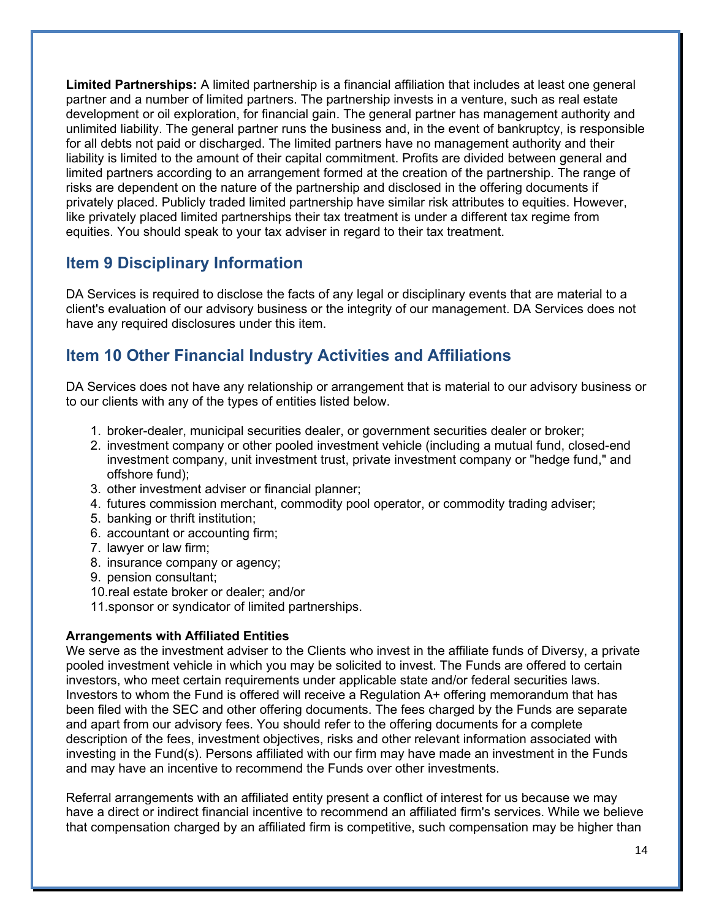**Limited Partnerships:** A limited partnership is a financial affiliation that includes at least one general partner and a number of limited partners. The partnership invests in a venture, such as real estate development or oil exploration, for financial gain. The general partner has management authority and unlimited liability. The general partner runs the business and, in the event of bankruptcy, is responsible for all debts not paid or discharged. The limited partners have no management authority and their liability is limited to the amount of their capital commitment. Profits are divided between general and limited partners according to an arrangement formed at the creation of the partnership. The range of risks are dependent on the nature of the partnership and disclosed in the offering documents if privately placed. Publicly traded limited partnership have similar risk attributes to equities. However, like privately placed limited partnerships their tax treatment is under a different tax regime from equities. You should speak to your tax adviser in regard to their tax treatment.

## Item 9 Disciplinary Information

DA Services is required to disclose the facts of any legal or disciplinary events that are material to a client's evaluation of our advisory business or the integrity of our management. DA Services does not have any required disclosures under this item.

## Item 10 Other Financial Industry Activities and Affiliations

DA Services does not have any relationship or arrangement that is material to our advisory business or to our clients with any of the types of entities listed below.

1. broker-dealer, municipal securities dealer, or government securities dealer or broker;
2. investment company or other pooled investment vehicle (including a mutual fund, closed-end investment company, unit investment trust, private investment company or "hedge fund," and offshore fund);
3. other investment adviser or financial planner;
4. futures commission merchant, commodity pool operator, or commodity trading adviser;
5. banking or thrift institution;
6. accountant or accounting firm;
7. lawyer or law firm;
8. insurance company or agency;
9. pension consultant;
10. real estate broker or dealer; and/or
11. sponsor or syndicator of limited partnerships.

**Arrangements with Affiliated Entities**

We serve as the investment adviser to the Clients who invest in the affiliate funds of Diversy, a private pooled investment vehicle in which you may be solicited to invest. The Funds are offered to certain investors, who meet certain requirements under applicable state and/or federal securities laws. Investors to whom the Fund is offered will receive a Regulation A+ offering memorandum that has been filed with the SEC and other offering documents. The fees charged by the Funds are separate and apart from our advisory fees. You should refer to the offering documents for a complete description of the fees, investment objectives, risks and other relevant information associated with investing in the Fund(s). Persons affiliated with our firm may have made an investment in the Funds and may have an incentive to recommend the Funds over other investments.

Referral arrangements with an affiliated entity present a conflict of interest for us because we may have a direct or indirect financial incentive to recommend an affiliated firm's services. While we believe that compensation charged by an affiliated firm is competitive, such compensation may be higher than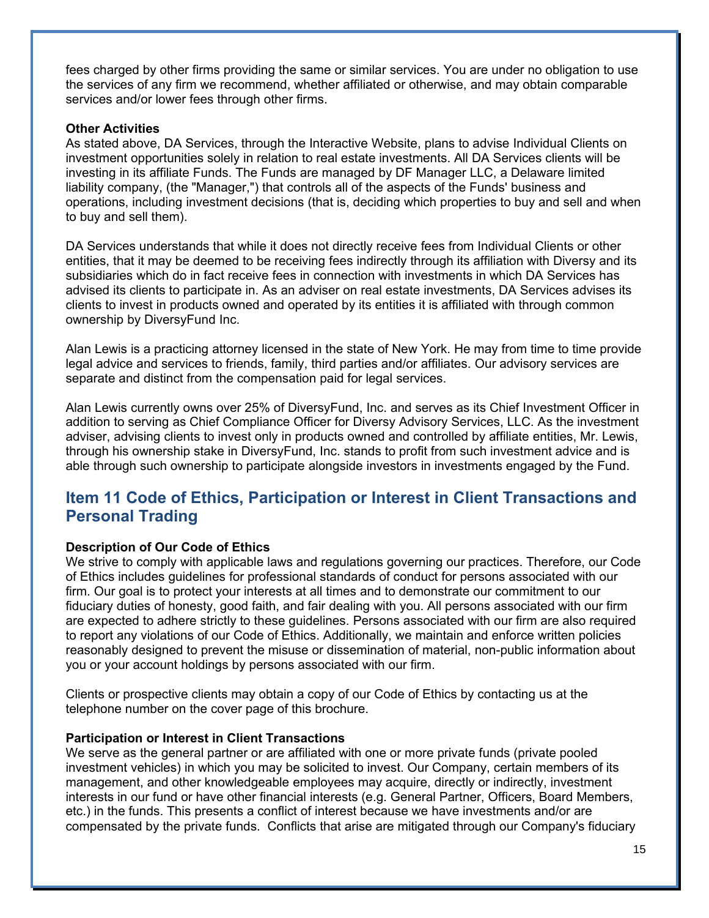fees charged by other firms providing the same or similar services. You are under no obligation to use the services of any firm we recommend, whether affiliated or otherwise, and may obtain comparable services and/or lower fees through other firms.

**Other Activities**

As stated above, DA Services, through the Interactive Website, plans to advise Individual Clients on investment opportunities solely in relation to real estate investments. All DA Services clients will be investing in its affiliate Funds. The Funds are managed by DF Manager LLC, a Delaware limited liability company, (the "Manager,") that controls all of the aspects of the Funds' business and operations, including investment decisions (that is, deciding which properties to buy and sell and when to buy and sell them).

DA Services understands that while it does not directly receive fees from Individual Clients or other entities, that it may be deemed to be receiving fees indirectly through its affiliation with Diversy and its subsidiaries which do in fact receive fees in connection with investments in which DA Services has advised its clients to participate in. As an adviser on real estate investments, DA Services advises its clients to invest in products owned and operated by its entities it is affiliated with through common ownership by DiversyFund Inc.

Alan Lewis is a practicing attorney licensed in the state of New York. He may from time to time provide legal advice and services to friends, family, third parties and/or affiliates. Our advisory services are separate and distinct from the compensation paid for legal services.

Alan Lewis currently owns over 25% of DiversyFund, Inc. and serves as its Chief Investment Officer in addition to serving as Chief Compliance Officer for Diversy Advisory Services, LLC. As the investment adviser, advising clients to invest only in products owned and controlled by affiliate entities, Mr. Lewis, through his ownership stake in DiversyFund, Inc. stands to profit from such investment advice and is able through such ownership to participate alongside investors in investments engaged by the Fund.

## Item 11 Code of Ethics, Participation or Interest in Client Transactions and Personal Trading

**Description of Our Code of Ethics**

We strive to comply with applicable laws and regulations governing our practices. Therefore, our Code of Ethics includes guidelines for professional standards of conduct for persons associated with our firm. Our goal is to protect your interests at all times and to demonstrate our commitment to our fiduciary duties of honesty, good faith, and fair dealing with you. All persons associated with our firm are expected to adhere strictly to these guidelines. Persons associated with our firm are also required to report any violations of our Code of Ethics. Additionally, we maintain and enforce written policies reasonably designed to prevent the misuse or dissemination of material, non-public information about you or your account holdings by persons associated with our firm.

Clients or prospective clients may obtain a copy of our Code of Ethics by contacting us at the telephone number on the cover page of this brochure.

**Participation or Interest in Client Transactions**

We serve as the general partner or are affiliated with one or more private funds (private pooled investment vehicles) in which you may be solicited to invest. Our Company, certain members of its management, and other knowledgeable employees may acquire, directly or indirectly, investment interests in our fund or have other financial interests (e.g. General Partner, Officers, Board Members, etc.) in the funds. This presents a conflict of interest because we have investments and/or are compensated by the private funds. Conflicts that arise are mitigated through our Company's fiduciary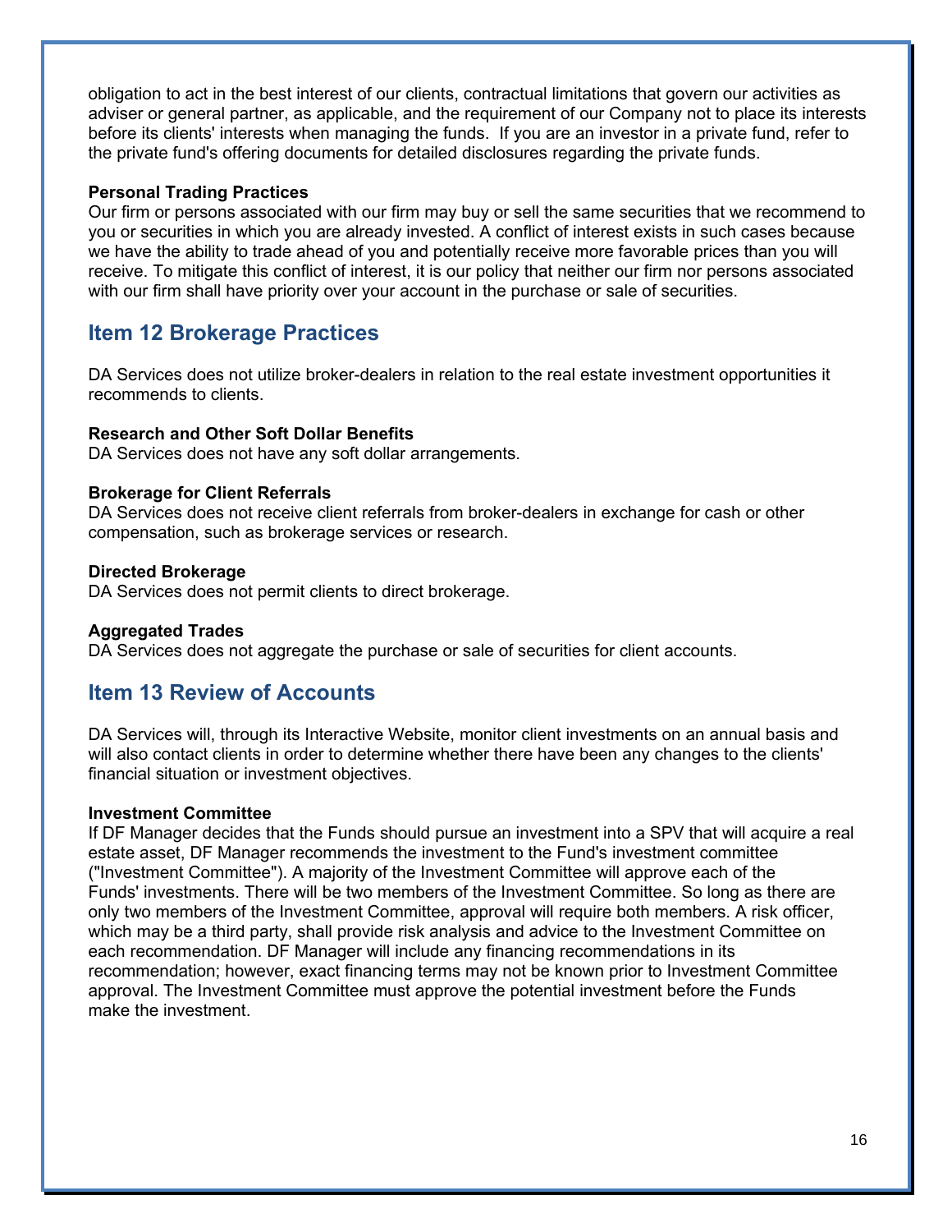obligation to act in the best interest of our clients, contractual limitations that govern our activities as adviser or general partner, as applicable, and the requirement of our Company not to place its interests before its clients' interests when managing the funds.  If you are an investor in a private fund, refer to the private fund's offering documents for detailed disclosures regarding the private funds.

**Personal Trading Practices**

Our firm or persons associated with our firm may buy or sell the same securities that we recommend to you or securities in which you are already invested. A conflict of interest exists in such cases because we have the ability to trade ahead of you and potentially receive more favorable prices than you will receive. To mitigate this conflict of interest, it is our policy that neither our firm nor persons associated with our firm shall have priority over your account in the purchase or sale of securities.

## Item 12 Brokerage Practices

DA Services does not utilize broker-dealers in relation to the real estate investment opportunities it recommends to clients.

**Research and Other Soft Dollar Benefits**

DA Services does not have any soft dollar arrangements.

**Brokerage for Client Referrals**

DA Services does not receive client referrals from broker-dealers in exchange for cash or other compensation, such as brokerage services or research.

**Directed Brokerage**

DA Services does not permit clients to direct brokerage.

**Aggregated Trades**

DA Services does not aggregate the purchase or sale of securities for client accounts.

## Item 13 Review of Accounts

DA Services will, through its Interactive Website, monitor client investments on an annual basis and will also contact clients in order to determine whether there have been any changes to the clients' financial situation or investment objectives.

**Investment Committee**

If DF Manager decides that the Funds should pursue an investment into a SPV that will acquire a real estate asset, DF Manager recommends the investment to the Fund's investment committee ("Investment Committee"). A majority of the Investment Committee will approve each of the Funds' investments. There will be two members of the Investment Committee. So long as there are only two members of the Investment Committee, approval will require both members. A risk officer, which may be a third party, shall provide risk analysis and advice to the Investment Committee on each recommendation. DF Manager will include any financing recommendations in its recommendation; however, exact financing terms may not be known prior to Investment Committee approval. The Investment Committee must approve the potential investment before the Funds make the investment.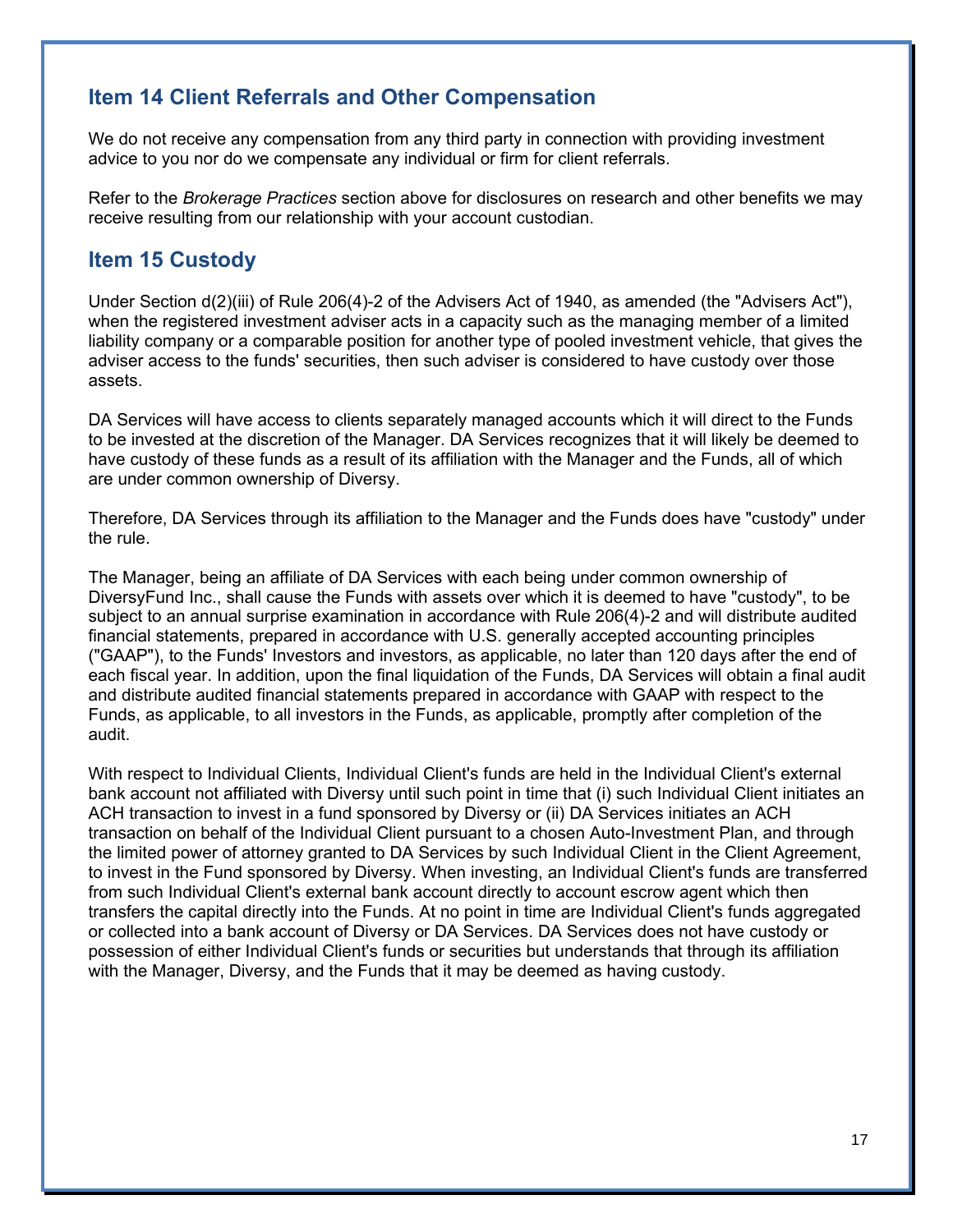## Item 14 Client Referrals and Other Compensation

We do not receive any compensation from any third party in connection with providing investment advice to you nor do we compensate any individual or firm for client referrals.

Refer to the *Brokerage Practices* section above for disclosures on research and other benefits we may receive resulting from our relationship with your account custodian.

## Item 15 Custody

Under Section d(2)(iii) of Rule 206(4)-2 of the Advisers Act of 1940, as amended (the "Advisers Act"), when the registered investment adviser acts in a capacity such as the managing member of a limited liability company or a comparable position for another type of pooled investment vehicle, that gives the adviser access to the funds' securities, then such adviser is considered to have custody over those assets.

DA Services will have access to clients separately managed accounts which it will direct to the Funds to be invested at the discretion of the Manager. DA Services recognizes that it will likely be deemed to have custody of these funds as a result of its affiliation with the Manager and the Funds, all of which are under common ownership of Diversy.

Therefore, DA Services through its affiliation to the Manager and the Funds does have "custody" under the rule.

The Manager, being an affiliate of DA Services with each being under common ownership of DiversyFund Inc., shall cause the Funds with assets over which it is deemed to have "custody", to be subject to an annual surprise examination in accordance with Rule 206(4)-2 and will distribute audited financial statements, prepared in accordance with U.S. generally accepted accounting principles ("GAAP"), to the Funds' Investors and investors, as applicable, no later than 120 days after the end of each fiscal year. In addition, upon the final liquidation of the Funds, DA Services will obtain a final audit and distribute audited financial statements prepared in accordance with GAAP with respect to the Funds, as applicable, to all investors in the Funds, as applicable, promptly after completion of the audit.

With respect to Individual Clients, Individual Client's funds are held in the Individual Client's external bank account not affiliated with Diversy until such point in time that (i) such Individual Client initiates an ACH transaction to invest in a fund sponsored by Diversy or (ii) DA Services initiates an ACH transaction on behalf of the Individual Client pursuant to a chosen Auto-Investment Plan, and through the limited power of attorney granted to DA Services by such Individual Client in the Client Agreement, to invest in the Fund sponsored by Diversy. When investing, an Individual Client's funds are transferred from such Individual Client's external bank account directly to account escrow agent which then transfers the capital directly into the Funds. At no point in time are Individual Client's funds aggregated or collected into a bank account of Diversy or DA Services. DA Services does not have custody or possession of either Individual Client's funds or securities but understands that through its affiliation with the Manager, Diversy, and the Funds that it may be deemed as having custody.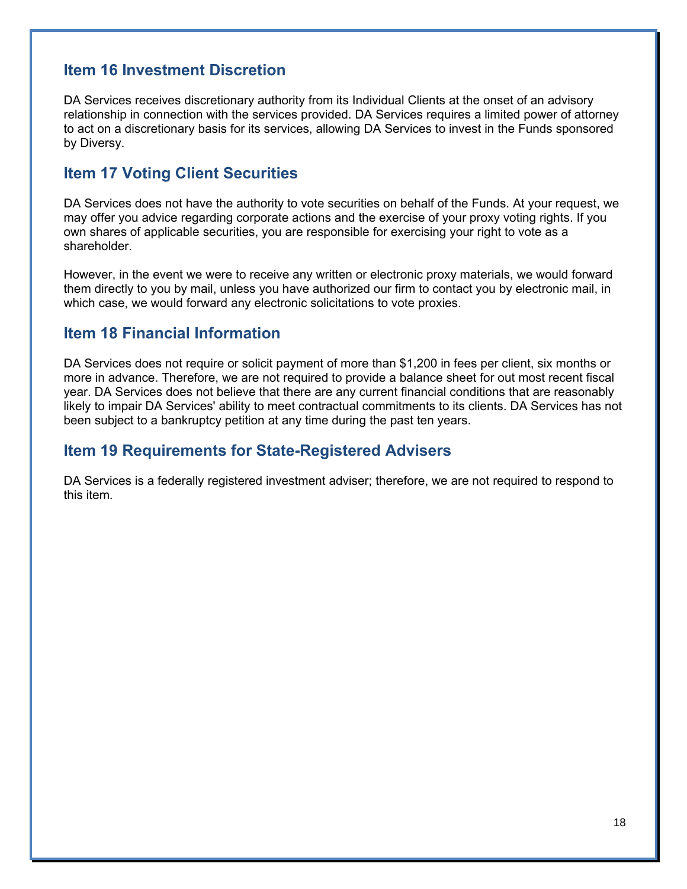## Item 16 Investment Discretion

DA Services receives discretionary authority from its Individual Clients at the onset of an advisory relationship in connection with the services provided. DA Services requires a limited power of attorney to act on a discretionary basis for its services, allowing DA Services to invest in the Funds sponsored by Diversy.

## Item 17 Voting Client Securities

DA Services does not have the authority to vote securities on behalf of the Funds. At your request, we may offer you advice regarding corporate actions and the exercise of your proxy voting rights. If you own shares of applicable securities, you are responsible for exercising your right to vote as a shareholder.

However, in the event we were to receive any written or electronic proxy materials, we would forward them directly to you by mail, unless you have authorized our firm to contact you by electronic mail, in which case, we would forward any electronic solicitations to vote proxies.

## Item 18 Financial Information

DA Services does not require or solicit payment of more than $1,200 in fees per client, six months or more in advance. Therefore, we are not required to provide a balance sheet for out most recent fiscal year. DA Services does not believe that there are any current financial conditions that are reasonably likely to impair DA Services' ability to meet contractual commitments to its clients. DA Services has not been subject to a bankruptcy petition at any time during the past ten years.

## Item 19 Requirements for State-Registered Advisers

DA Services is a federally registered investment adviser; therefore, we are not required to respond to this item.